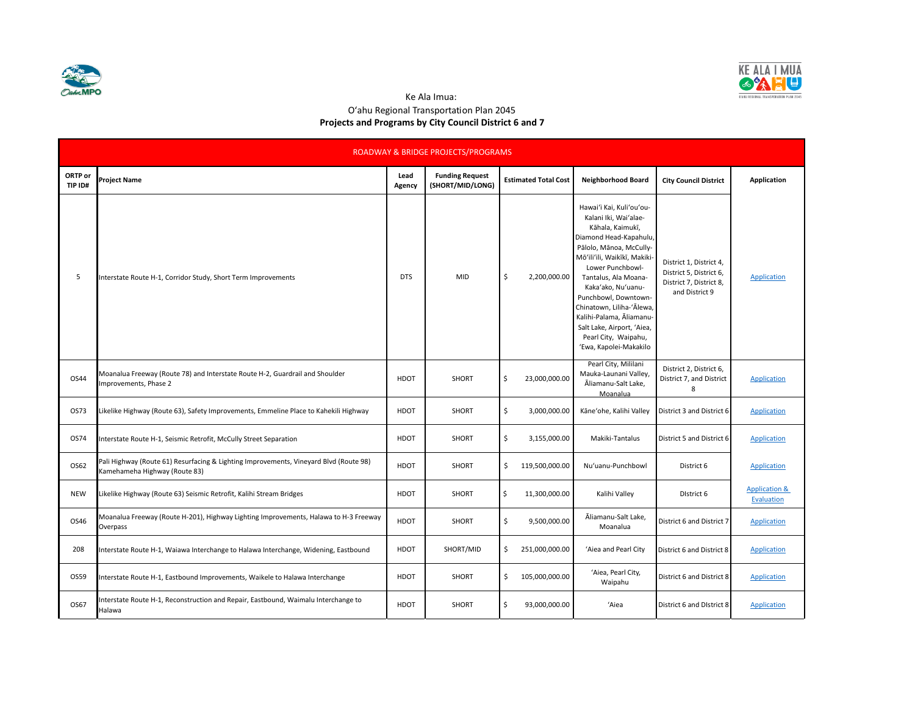Ke Ala Imua:

Oʻahu Regional Transportation Plan 2045

**Projects and Programs by City Council District 6 and 7**

| ROADWAY & BRIDGE PROJECTS/PROGRAMS | | | | | | | |
|---|---|---|---|---|---|---|---|
| **ORTP or TIP ID#** | **Project Name** | **Lead Agency** | **Funding Request (SHORT/MID/LONG)** | **Estimated Total Cost** | **Neighborhood Board** | **City Council District** | **Application** |
| 5 | Interstate Route H-1, Corridor Study, Short Term Improvements | DTS | MID | $ 2,200,000.00 | Hawaiʻi Kai, Kuliʻouʻou-Kalani Iki, Waiʻalae-Kāhala, Kaimukī, Diamond Head-Kapahulu, Pālolo, Mānoa, McCully-Mōʻiliʻili, Waikīkī, Makiki-Lower Punchbowl-Tantalus, Ala Moana-Kakaʻako, Nuʻuanu-Punchbowl, Downtown-Chinatown, Liliha-ʻĀlewa, Kalihi-Palama, Āliamanu-Salt Lake, Airport, ʻAiea, Pearl City, Waipahu, ʻEwa, Kapolei-Makakilo | District 1, District 4, District 5, District 6, District 7, District 8, and District 9 | Application |
| OS44 | Moanalua Freeway (Route 78) and Interstate Route H-2, Guardrail and Shoulder Improvements, Phase 2 | HDOT | SHORT | $ 23,000,000.00 | Pearl City, Mililani Mauka-Launani Valley, Āliamanu-Salt Lake, Moanalua | District 2, District 6, District 7, and District 8 | Application |
| OS73 | Likelike Highway (Route 63), Safety Improvements, Emmeline Place to Kahekili Highway | HDOT | SHORT | $ 3,000,000.00 | Kāneʻohe, Kalihi Valley | District 3 and District 6 | Application |
| OS74 | Interstate Route H-1, Seismic Retrofit, McCully Street Separation | HDOT | SHORT | $ 3,155,000.00 | Makiki-Tantalus | District 5 and District 6 | Application |
| OS62 | Pali Highway (Route 61) Resurfacing & Lighting Improvements, Vineyard Blvd (Route 98) Kamehameha Highway (Route 83) | HDOT | SHORT | $ 119,500,000.00 | Nuʻuanu-Punchbowl | District 6 | Application |
| NEW | Likelike Highway (Route 63) Seismic Retrofit, Kalihi Stream Bridges | HDOT | SHORT | $ 11,300,000.00 | Kalihi Valley | DIstrict 6 | Application & Evaluation |
| OS46 | Moanalua Freeway (Route H-201), Highway Lighting Improvements, Halawa to H-3 Freeway Overpass | HDOT | SHORT | $ 9,500,000.00 | Āliamanu-Salt Lake, Moanalua | District 6 and District 7 | Application |
| 208 | Interstate Route H-1, Waiawa Interchange to Halawa Interchange, Widening, Eastbound | HDOT | SHORT/MID | $ 251,000,000.00 | ʻAiea and Pearl City | District 6 and District 8 | Application |
| OS59 | Interstate Route H-1, Eastbound Improvements, Waikele to Halawa Interchange | HDOT | SHORT | $ 105,000,000.00 | ʻAiea, Pearl City, Waipahu | District 6 and District 8 | Application |
| OS67 | Interstate Route H-1, Reconstruction and Repair, Eastbound, Waimalu Interchange to Halawa | HDOT | SHORT | $ 93,000,000.00 | ʻAiea | District 6 and DIstrict 8 | Application |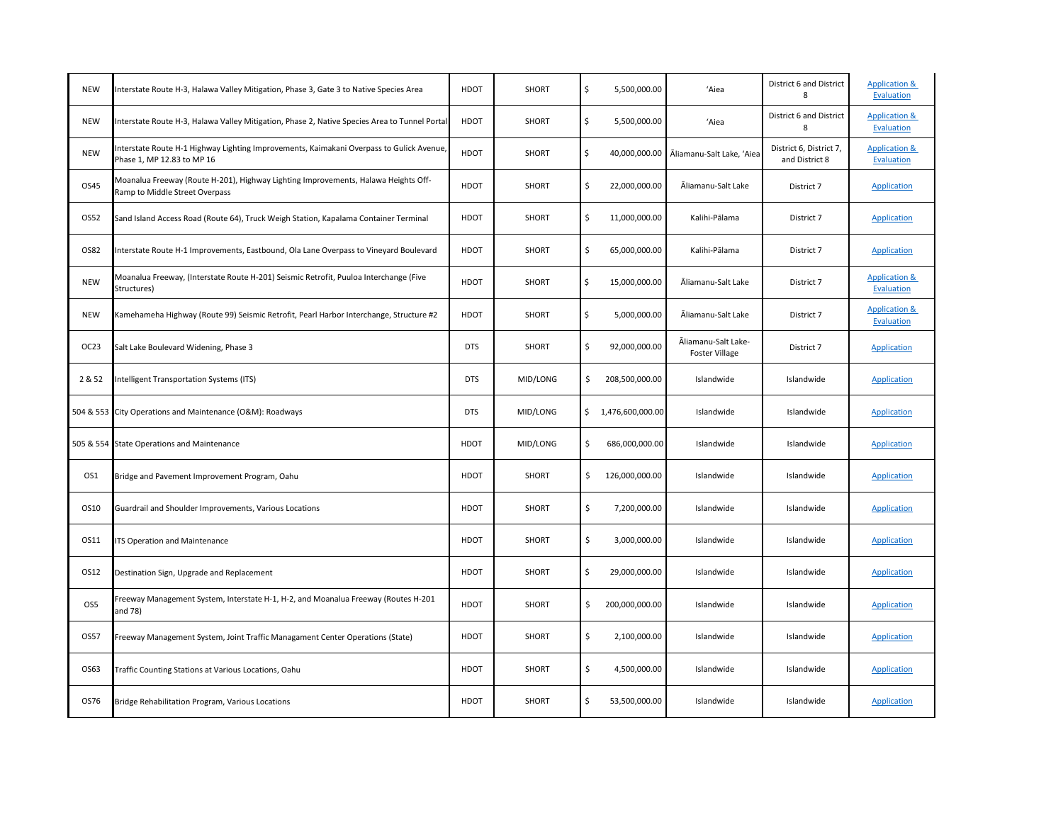| | | | | | | | |
|---|---|---|---|---|---|---|---|
| NEW | Interstate Route H-3, Halawa Valley Mitigation, Phase 3, Gate 3 to Native Species Area | HDOT | SHORT | $ 5,500,000.00 | ʻAiea | District 6 and District 8 | Application & Evaluation |
| NEW | Interstate Route H-3, Halawa Valley Mitigation, Phase 2, Native Species Area to Tunnel Portal | HDOT | SHORT | $ 5,500,000.00 | ʻAiea | District 6 and District 8 | Application & Evaluation |
| NEW | Interstate Route H-1 Highway Lighting Improvements, Kaimakani Overpass to Gulick Avenue, Phase 1, MP 12.83 to MP 16 | HDOT | SHORT | $ 40,000,000.00 | Āliamanu-Salt Lake, ʻAiea | District 6, District 7, and District 8 | Application & Evaluation |
| OS45 | Moanalua Freeway (Route H-201), Highway Lighting Improvements, Halawa Heights Off-Ramp to Middle Street Overpass | HDOT | SHORT | $ 22,000,000.00 | Āliamanu-Salt Lake | District 7 | Application |
| OS52 | Sand Island Access Road (Route 64), Truck Weigh Station, Kapalama Container Terminal | HDOT | SHORT | $ 11,000,000.00 | Kalihi-Pālama | District 7 | Application |
| OS82 | Interstate Route H-1 Improvements, Eastbound, Ola Lane Overpass to Vineyard Boulevard | HDOT | SHORT | $ 65,000,000.00 | Kalihi-Pālama | District 7 | Application |
| NEW | Moanalua Freeway, (Interstate Route H-201) Seismic Retrofit, Puuloa Interchange (Five Structures) | HDOT | SHORT | $ 15,000,000.00 | Āliamanu-Salt Lake | District 7 | Application & Evaluation |
| NEW | Kamehameha Highway (Route 99) Seismic Retrofit, Pearl Harbor Interchange, Structure #2 | HDOT | SHORT | $ 5,000,000.00 | Āliamanu-Salt Lake | District 7 | Application & Evaluation |
| OC23 | Salt Lake Boulevard Widening, Phase 3 | DTS | SHORT | $ 92,000,000.00 | Āliamanu-Salt Lake-Foster Village | District 7 | Application |
| 2 & 52 | Intelligent Transportation Systems (ITS) | DTS | MID/LONG | $ 208,500,000.00 | Islandwide | Islandwide | Application |
| 504 & 553 | City Operations and Maintenance (O&M): Roadways | DTS | MID/LONG | $ 1,476,600,000.00 | Islandwide | Islandwide | Application |
| 505 & 554 | State Operations and Maintenance | HDOT | MID/LONG | $ 686,000,000.00 | Islandwide | Islandwide | Application |
| OS1 | Bridge and Pavement Improvement Program, Oahu | HDOT | SHORT | $ 126,000,000.00 | Islandwide | Islandwide | Application |
| OS10 | Guardrail and Shoulder Improvements, Various Locations | HDOT | SHORT | $ 7,200,000.00 | Islandwide | Islandwide | Application |
| OS11 | ITS Operation and Maintenance | HDOT | SHORT | $ 3,000,000.00 | Islandwide | Islandwide | Application |
| OS12 | Destination Sign, Upgrade and Replacement | HDOT | SHORT | $ 29,000,000.00 | Islandwide | Islandwide | Application |
| OS5 | Freeway Management System, Interstate H-1, H-2, and Moanalua Freeway (Routes H-201 and 78) | HDOT | SHORT | $ 200,000,000.00 | Islandwide | Islandwide | Application |
| OS57 | Freeway Management System, Joint Traffic Managament Center Operations (State) | HDOT | SHORT | $ 2,100,000.00 | Islandwide | Islandwide | Application |
| OS63 | Traffic Counting Stations at Various Locations, Oahu | HDOT | SHORT | $ 4,500,000.00 | Islandwide | Islandwide | Application |
| OS76 | Bridge Rehabilitation Program, Various Locations | HDOT | SHORT | $ 53,500,000.00 | Islandwide | Islandwide | Application |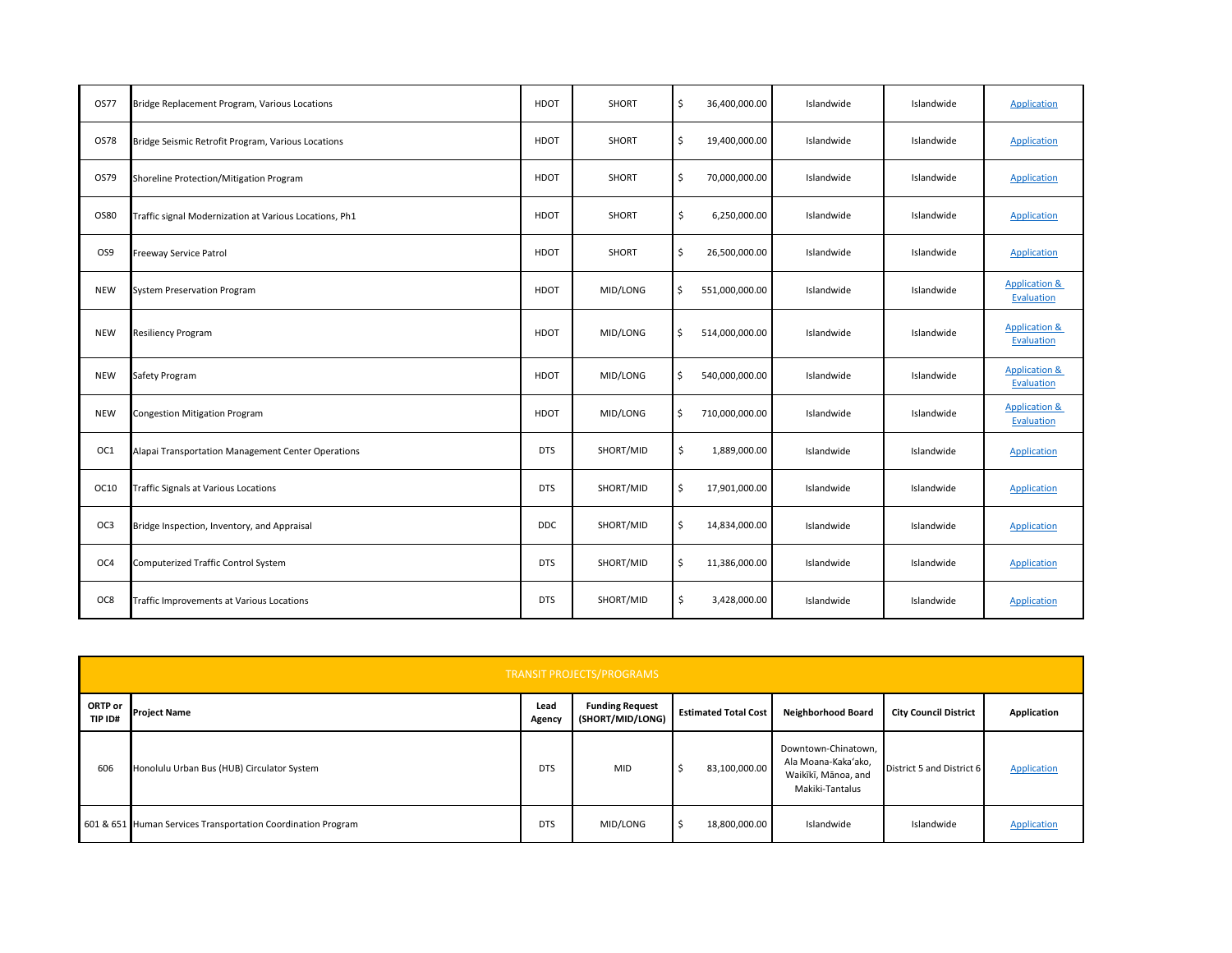| OS77 | Bridge Replacement Program, Various Locations | HDOT | SHORT | $ 36,400,000.00 | Islandwide | Islandwide | Application |
|---|---|---|---|---|---|---|---|
| OS78 | Bridge Seismic Retrofit Program, Various Locations | HDOT | SHORT | $ 19,400,000.00 | Islandwide | Islandwide | Application |
| OS79 | Shoreline Protection/Mitigation Program | HDOT | SHORT | $ 70,000,000.00 | Islandwide | Islandwide | Application |
| OS80 | Traffic signal Modernization at Various Locations, Ph1 | HDOT | SHORT | $ 6,250,000.00 | Islandwide | Islandwide | Application |
| OS9 | Freeway Service Patrol | HDOT | SHORT | $ 26,500,000.00 | Islandwide | Islandwide | Application |
| NEW | System Preservation Program | HDOT | MID/LONG | $ 551,000,000.00 | Islandwide | Islandwide | Application & Evaluation |
| NEW | Resiliency Program | HDOT | MID/LONG | $ 514,000,000.00 | Islandwide | Islandwide | Application & Evaluation |
| NEW | Safety Program | HDOT | MID/LONG | $ 540,000,000.00 | Islandwide | Islandwide | Application & Evaluation |
| NEW | Congestion Mitigation Program | HDOT | MID/LONG | $ 710,000,000.00 | Islandwide | Islandwide | Application & Evaluation |
| OC1 | Alapai Transportation Management Center Operations | DTS | SHORT/MID | $ 1,889,000.00 | Islandwide | Islandwide | Application |
| OC10 | Traffic Signals at Various Locations | DTS | SHORT/MID | $ 17,901,000.00 | Islandwide | Islandwide | Application |
| OC3 | Bridge Inspection, Inventory, and Appraisal | DDC | SHORT/MID | $ 14,834,000.00 | Islandwide | Islandwide | Application |
| OC4 | Computerized Traffic Control System | DTS | SHORT/MID | $ 11,386,000.00 | Islandwide | Islandwide | Application |
| OC8 | Traffic Improvements at Various Locations | DTS | SHORT/MID | $ 3,428,000.00 | Islandwide | Islandwide | Application |

**TRANSIT PROJECTS/PROGRAMS**

| ORTP or TIP ID# | Project Name | Lead Agency | Funding Request (SHORT/MID/LONG) | Estimated Total Cost | Neighborhood Board | City Council District | Application |
|---|---|---|---|---|---|---|---|
| 606 | Honolulu Urban Bus (HUB) Circulator System | DTS | MID | $ 83,100,000.00 | Downtown-Chinatown, Ala Moana-Kaka'ako, Waikīkī, Mānoa, and Makiki-Tantalus | District 5 and District 6 | Application |
| 601 & 651 | Human Services Transportation Coordination Program | DTS | MID/LONG | $ 18,800,000.00 | Islandwide | Islandwide | Application |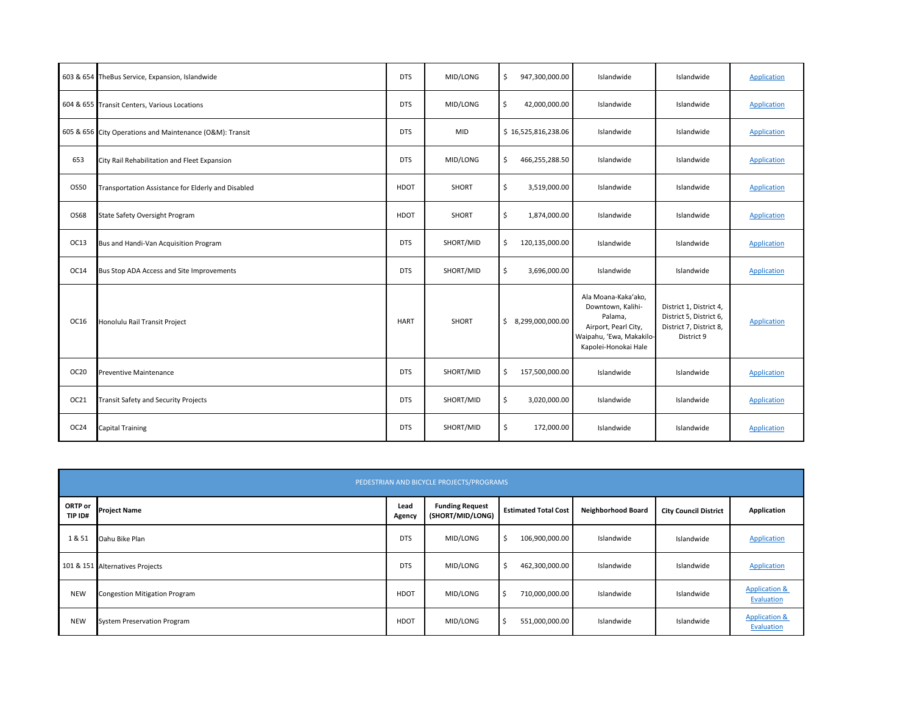| | | | | | | | |
|---|---|---|---|---|---|---|---|
| 603 & 654 | TheBus Service, Expansion, Islandwide | DTS | MID/LONG | $ 947,300,000.00 | Islandwide | Islandwide | Application |
| 604 & 655 | Transit Centers, Various Locations | DTS | MID/LONG | $ 42,000,000.00 | Islandwide | Islandwide | Application |
| 605 & 656 | City Operations and Maintenance (O&M): Transit | DTS | MID | $ 16,525,816,238.06 | Islandwide | Islandwide | Application |
| 653 | City Rail Rehabilitation and Fleet Expansion | DTS | MID/LONG | $ 466,255,288.50 | Islandwide | Islandwide | Application |
| OS50 | Transportation Assistance for Elderly and Disabled | HDOT | SHORT | $ 3,519,000.00 | Islandwide | Islandwide | Application |
| OS68 | State Safety Oversight Program | HDOT | SHORT | $ 1,874,000.00 | Islandwide | Islandwide | Application |
| OC13 | Bus and Handi-Van Acquisition Program | DTS | SHORT/MID | $ 120,135,000.00 | Islandwide | Islandwide | Application |
| OC14 | Bus Stop ADA Access and Site Improvements | DTS | SHORT/MID | $ 3,696,000.00 | Islandwide | Islandwide | Application |
| OC16 | Honolulu Rail Transit Project | HART | SHORT | $ 8,299,000,000.00 | Ala Moana-Kaka'ako, Downtown, Kalihi-Palama, Airport, Pearl City, Waipahu, 'Ewa, Makakilo-Kapolei-Honokai Hale | District 1, District 4, District 5, District 6, District 7, District 8, District 9 | Application |
| OC20 | Preventive Maintenance | DTS | SHORT/MID | $ 157,500,000.00 | Islandwide | Islandwide | Application |
| OC21 | Transit Safety and Security Projects | DTS | SHORT/MID | $ 3,020,000.00 | Islandwide | Islandwide | Application |
| OC24 | Capital Training | DTS | SHORT/MID | $ 172,000.00 | Islandwide | Islandwide | Application |

| PEDESTRIAN AND BICYCLE PROJECTS/PROGRAMS | | | | | | | |
|---|---|---|---|---|---|---|---|
| **ORTP or TIP ID#** | **Project Name** | **Lead Agency** | **Funding Request (SHORT/MID/LONG)** | **Estimated Total Cost** | **Neighborhood Board** | **City Council District** | **Application** |
| 1 & 51 | Oahu Bike Plan | DTS | MID/LONG | $ 106,900,000.00 | Islandwide | Islandwide | Application |
| 101 & 151 | Alternatives Projects | DTS | MID/LONG | $ 462,300,000.00 | Islandwide | Islandwide | Application |
| NEW | Congestion Mitigation Program | HDOT | MID/LONG | $ 710,000,000.00 | Islandwide | Islandwide | Application & Evaluation |
| NEW | System Preservation Program | HDOT | MID/LONG | $ 551,000,000.00 | Islandwide | Islandwide | Application & Evaluation |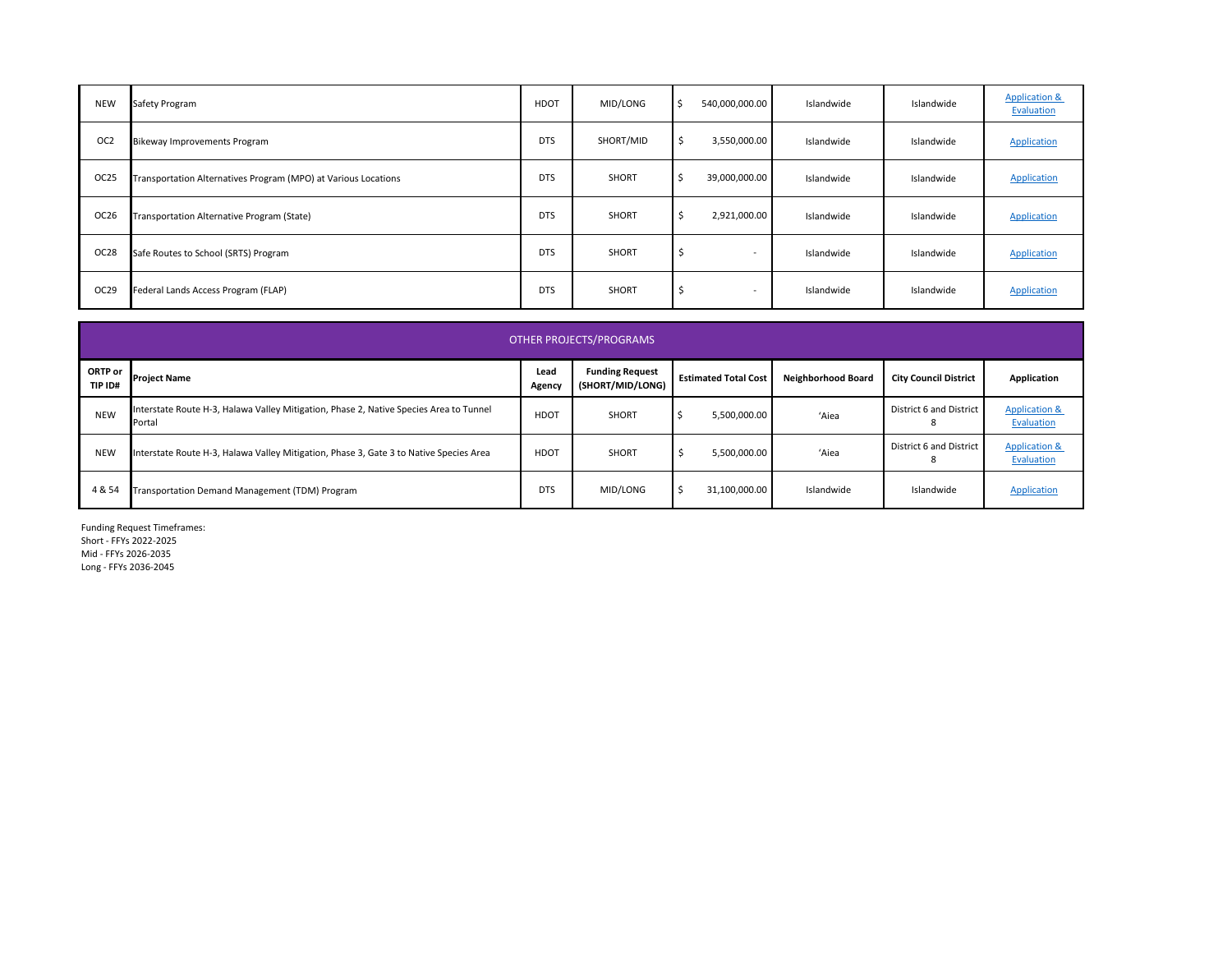| | | | | | | | |
|---|---|---|---|---|---|---|---|
| NEW | Safety Program | HDOT | MID/LONG | $ 540,000,000.00 | Islandwide | Islandwide | Application & Evaluation |
| OC2 | Bikeway Improvements Program | DTS | SHORT/MID | $ 3,550,000.00 | Islandwide | Islandwide | Application |
| OC25 | Transportation Alternatives Program (MPO) at Various Locations | DTS | SHORT | $ 39,000,000.00 | Islandwide | Islandwide | Application |
| OC26 | Transportation Alternative Program (State) | DTS | SHORT | $ 2,921,000.00 | Islandwide | Islandwide | Application |
| OC28 | Safe Routes to School (SRTS) Program | DTS | SHORT | $ - | Islandwide | Islandwide | Application |
| OC29 | Federal Lands Access Program (FLAP) | DTS | SHORT | $ - | Islandwide | Islandwide | Application |

## OTHER PROJECTS/PROGRAMS

| ORTP or TIP ID# | Project Name | Lead Agency | Funding Request (SHORT/MID/LONG) | Estimated Total Cost | Neighborhood Board | City Council District | Application |
|---|---|---|---|---|---|---|---|
| NEW | Interstate Route H-3, Halawa Valley Mitigation, Phase 2, Native Species Area to Tunnel Portal | HDOT | SHORT | $ 5,500,000.00 | ʻAiea | District 6 and District 8 | Application & Evaluation |
| NEW | Interstate Route H-3, Halawa Valley Mitigation, Phase 3, Gate 3 to Native Species Area | HDOT | SHORT | $ 5,500,000.00 | ʻAiea | District 6 and District 8 | Application & Evaluation |
| 4 & 54 | Transportation Demand Management (TDM) Program | DTS | MID/LONG | $ 31,100,000.00 | Islandwide | Islandwide | Application |

Funding Request Timeframes:
Short - FFYs 2022-2025
Mid - FFYs 2026-2035
Long - FFYs 2036-2045